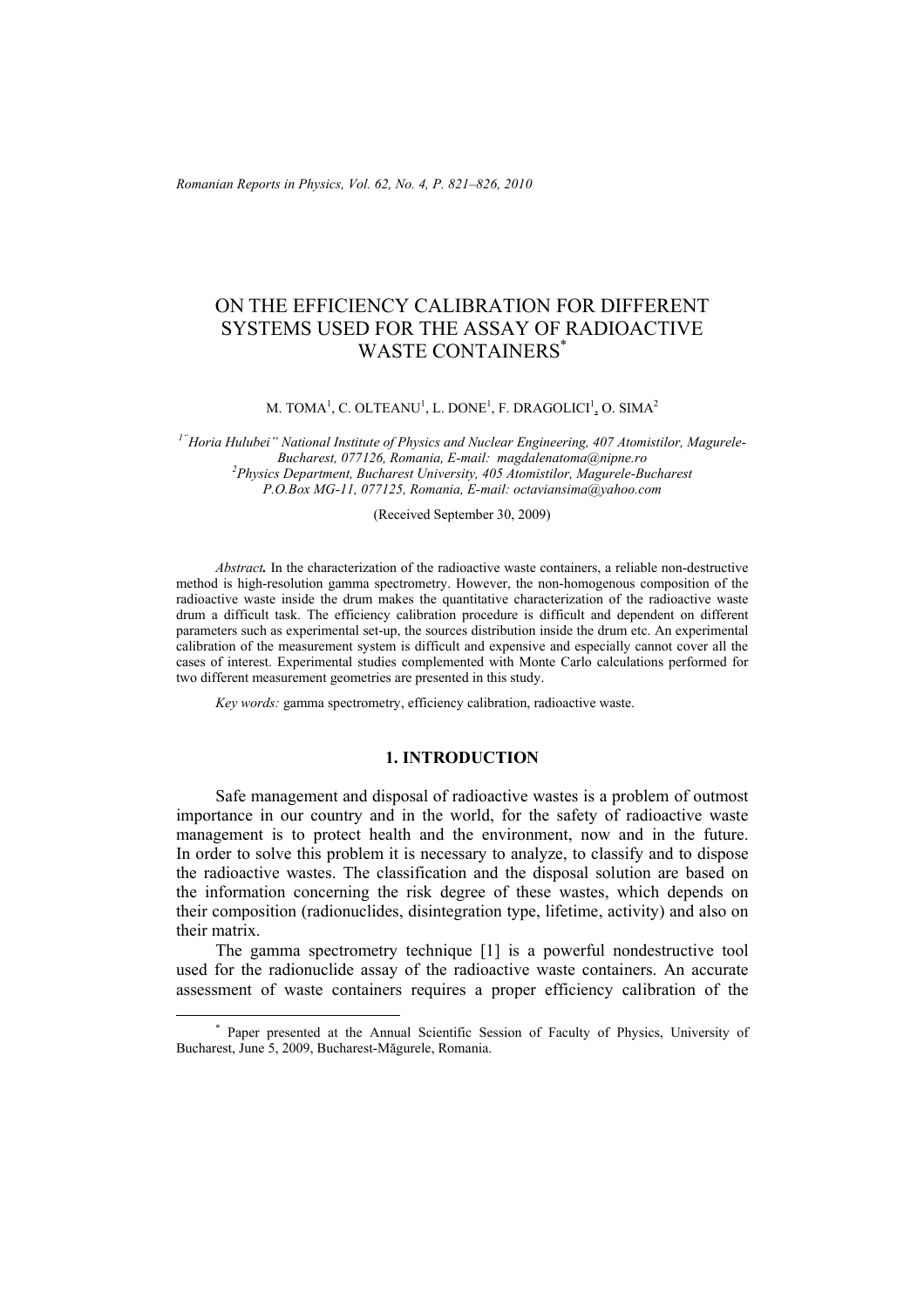# ON THE EFFICIENCY CALIBRATION FOR DIFFERENT SYSTEMS USED FOR THE ASSAY OF RADIOACTIVE WASTE CONTAINERS*

M. TOMA[1], C. OLTEANU[1], L. DONE[1], F. DRAGOLICI[1], O. SIMA[2]

[1]"Horia Hulubei" National Institute of Physics and Nuclear Engineering, 407 Atomistilor, Magurele-Bucharest, 077126, Romania, E-mail: magdalenatoma@nipne.ro
[2]Physics Department, Bucharest University, 405 Atomistilor, Magurele-Bucharest P.O.Box MG-11, 077125, Romania, E-mail: octaviansima@yahoo.com

(Received September 30, 2009)

*Abstract.* In the characterization of the radioactive waste containers, a reliable non-destructive method is high-resolution gamma spectrometry. However, the non-homogenous composition of the radioactive waste inside the drum makes the quantitative characterization of the radioactive waste drum a difficult task. The efficiency calibration procedure is difficult and dependent on different parameters such as experimental set-up, the sources distribution inside the drum etc. An experimental calibration of the measurement system is difficult and expensive and especially cannot cover all the cases of interest. Experimental studies complemented with Monte Carlo calculations performed for two different measurement geometries are presented in this study.

*Key words:* gamma spectrometry, efficiency calibration, radioactive waste.

## 1. INTRODUCTION

Safe management and disposal of radioactive wastes is a problem of outmost importance in our country and in the world, for the safety of radioactive waste management is to protect health and the environment, now and in the future. In order to solve this problem it is necessary to analyze, to classify and to dispose the radioactive wastes. The classification and the disposal solution are based on the information concerning the risk degree of these wastes, which depends on their composition (radionuclides, disintegration type, lifetime, activity) and also on their matrix.

The gamma spectrometry technique [1] is a powerful nondestructive tool used for the radionuclide assay of the radioactive waste containers. An accurate assessment of waste containers requires a proper efficiency calibration of the

---

* Paper presented at the Annual Scientific Session of Faculty of Physics, University of Bucharest, June 5, 2009, Bucharest-Măgurele, Romania.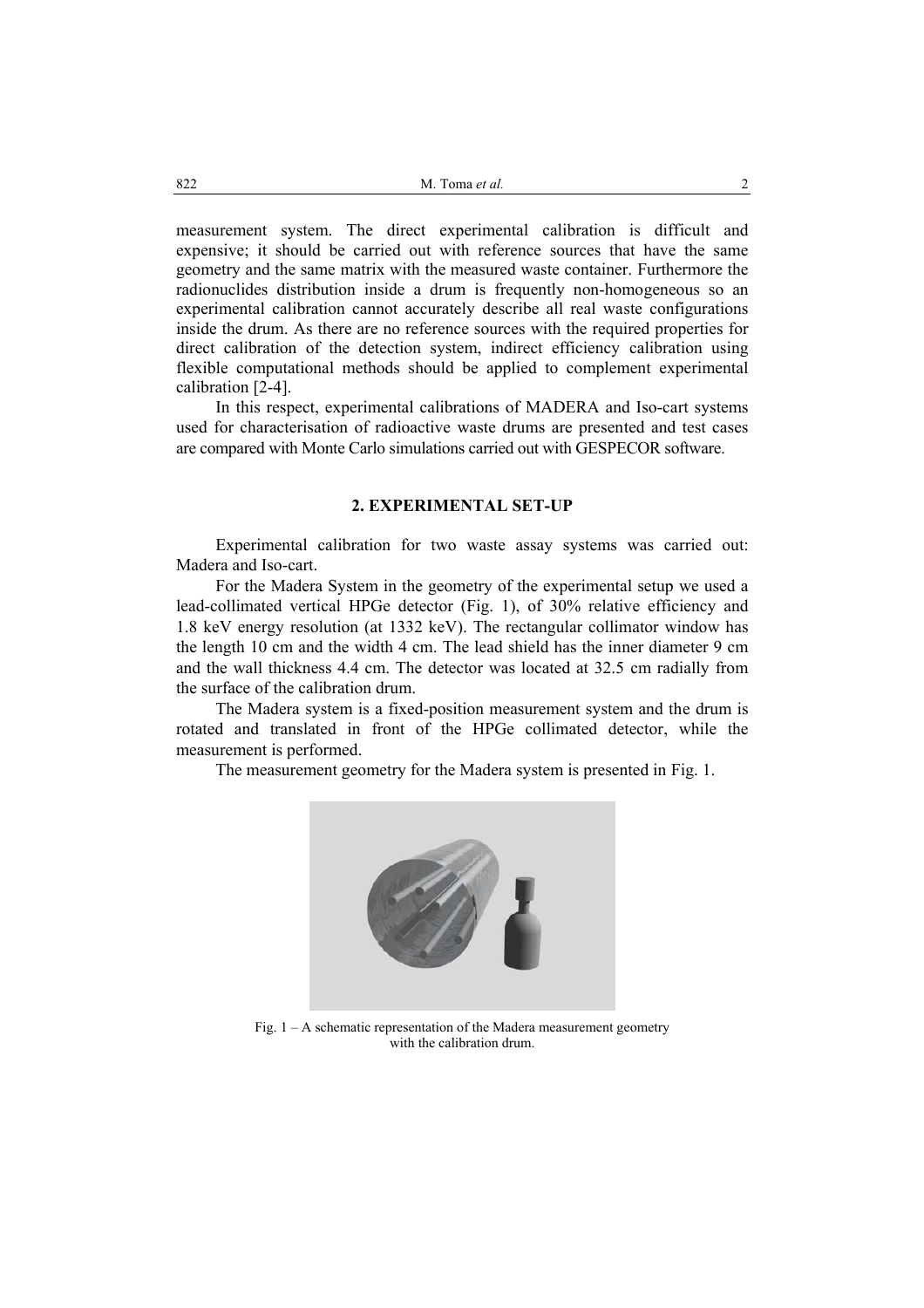measurement system. The direct experimental calibration is difficult and expensive; it should be carried out with reference sources that have the same geometry and the same matrix with the measured waste container. Furthermore the radionuclides distribution inside a drum is frequently non-homogeneous so an experimental calibration cannot accurately describe all real waste configurations inside the drum. As there are no reference sources with the required properties for direct calibration of the detection system, indirect efficiency calibration using flexible computational methods should be applied to complement experimental calibration [2-4].

In this respect, experimental calibrations of MADERA and Iso-cart systems used for characterisation of radioactive waste drums are presented and test cases are compared with Monte Carlo simulations carried out with GESPECOR software.

## 2. EXPERIMENTAL SET-UP

Experimental calibration for two waste assay systems was carried out: Madera and Iso-cart.

For the Madera System in the geometry of the experimental setup we used a lead-collimated vertical HPGe detector (Fig. 1), of 30% relative efficiency and 1.8 keV energy resolution (at 1332 keV). The rectangular collimator window has the length 10 cm and the width 4 cm. The lead shield has the inner diameter 9 cm and the wall thickness 4.4 cm. The detector was located at 32.5 cm radially from the surface of the calibration drum.

The Madera system is a fixed-position measurement system and the drum is rotated and translated in front of the HPGe collimated detector, while the measurement is performed.

The measurement geometry for the Madera system is presented in Fig. 1.

Fig. 1 – A schematic representation of the Madera measurement geometry with the calibration drum.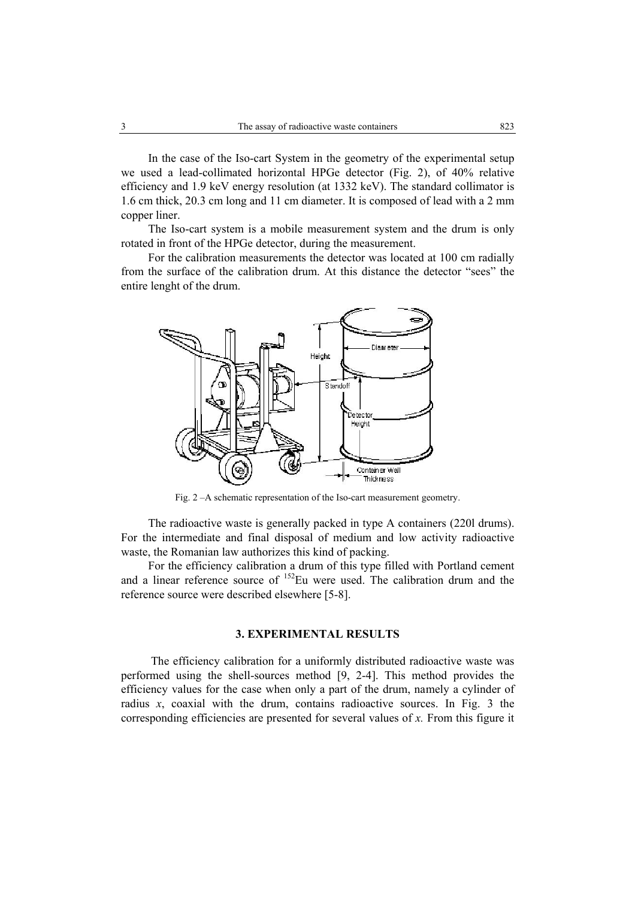In the case of the Iso-cart System in the geometry of the experimental setup we used a lead-collimated horizontal HPGe detector (Fig. 2), of 40% relative efficiency and 1.9 keV energy resolution (at 1332 keV). The standard collimator is 1.6 cm thick, 20.3 cm long and 11 cm diameter. It is composed of lead with a 2 mm copper liner.

The Iso-cart system is a mobile measurement system and the drum is only rotated in front of the HPGe detector, during the measurement.

For the calibration measurements the detector was located at 100 cm radially from the surface of the calibration drum. At this distance the detector "sees" the entire lenght of the drum.

Fig. 2 –A schematic representation of the Iso-cart measurement geometry.

The radioactive waste is generally packed in type A containers (220l drums). For the intermediate and final disposal of medium and low activity radioactive waste, the Romanian law authorizes this kind of packing.

For the efficiency calibration a drum of this type filled with Portland cement and a linear reference source of $^{152}$Eu were used. The calibration drum and the reference source were described elsewhere [5-8].

## 3. EXPERIMENTAL RESULTS

The efficiency calibration for a uniformly distributed radioactive waste was performed using the shell-sources method [9, 2-4]. This method provides the efficiency values for the case when only a part of the drum, namely a cylinder of radius $x$, coaxial with the drum, contains radioactive sources. In Fig. 3 the corresponding efficiencies are presented for several values of $x$. From this figure it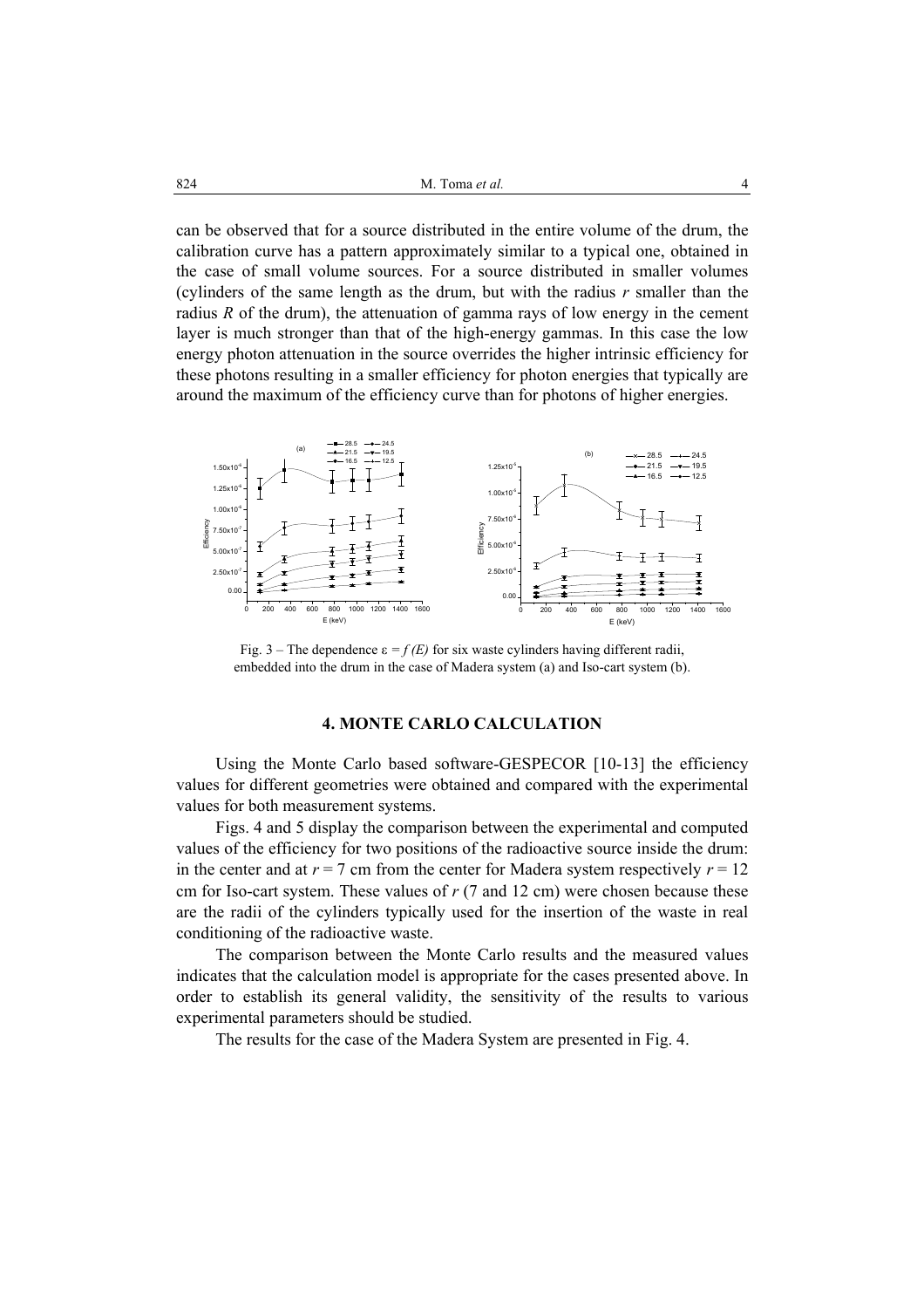can be observed that for a source distributed in the entire volume of the drum, the calibration curve has a pattern approximately similar to a typical one, obtained in the case of small volume sources. For a source distributed in smaller volumes (cylinders of the same length as the drum, but with the radius $r$ smaller than the radius $R$ of the drum), the attenuation of gamma rays of low energy in the cement layer is much stronger than that of the high-energy gammas. In this case the low energy photon attenuation in the source overrides the higher intrinsic efficiency for these photons resulting in a smaller efficiency for photon energies that typically are around the maximum of the efficiency curve than for photons of higher energies.

Fig. 3 – The dependence $\varepsilon = f(E)$ for six waste cylinders having different radii, embedded into the drum in the case of Madera system (a) and Iso-cart system (b).

## 4. MONTE CARLO CALCULATION

Using the Monte Carlo based software-GESPECOR [10-13] the efficiency values for different geometries were obtained and compared with the experimental values for both measurement systems.

Figs. 4 and 5 display the comparison between the experimental and computed values of the efficiency for two positions of the radioactive source inside the drum: in the center and at $r = 7$ cm from the center for Madera system respectively $r = 12$ cm for Iso-cart system. These values of $r$ (7 and 12 cm) were chosen because these are the radii of the cylinders typically used for the insertion of the waste in real conditioning of the radioactive waste.

The comparison between the Monte Carlo results and the measured values indicates that the calculation model is appropriate for the cases presented above. In order to establish its general validity, the sensitivity of the results to various experimental parameters should be studied.

The results for the case of the Madera System are presented in Fig. 4.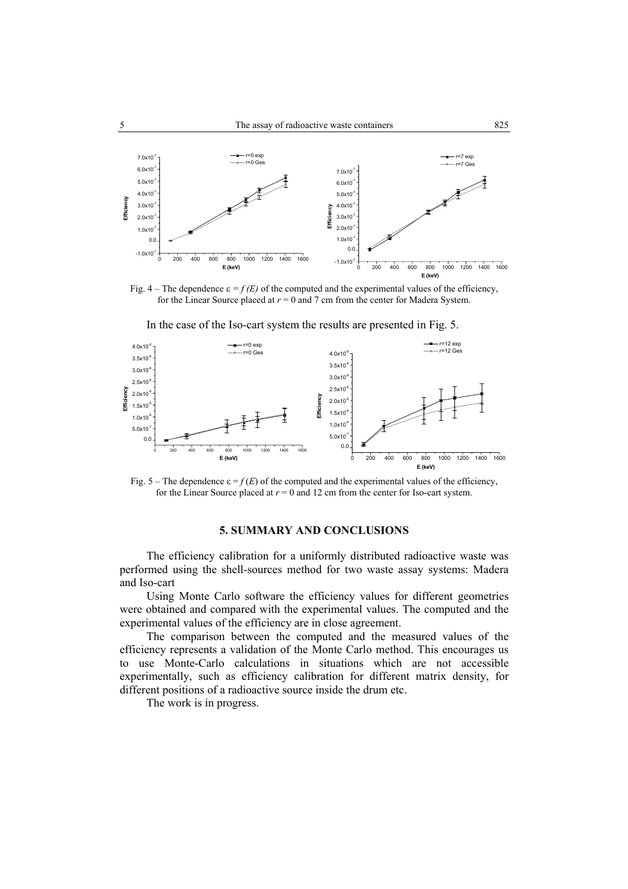Fig. 4 – The dependence $\varepsilon = f(E)$ of the computed and the experimental values of the efficiency, for the Linear Source placed at $r = 0$ and 7 cm from the center for Madera System.

In the case of the Iso-cart system the results are presented in Fig. 5.

Fig. 5 – The dependence $\varepsilon = f(E)$ of the computed and the experimental values of the efficiency, for the Linear Source placed at $r = 0$ and 12 cm from the center for Iso-cart system.

## 5. SUMMARY AND CONCLUSIONS

The efficiency calibration for a uniformly distributed radioactive waste was performed using the shell-sources method for two waste assay systems: Madera and Iso-cart

Using Monte Carlo software the efficiency values for different geometries were obtained and compared with the experimental values. The computed and the experimental values of the efficiency are in close agreement.

The comparison between the computed and the measured values of the efficiency represents a validation of the Monte Carlo method. This encourages us to use Monte-Carlo calculations in situations which are not accessible experimentally, such as efficiency calibration for different matrix density, for different positions of a radioactive source inside the drum etc.

The work is in progress.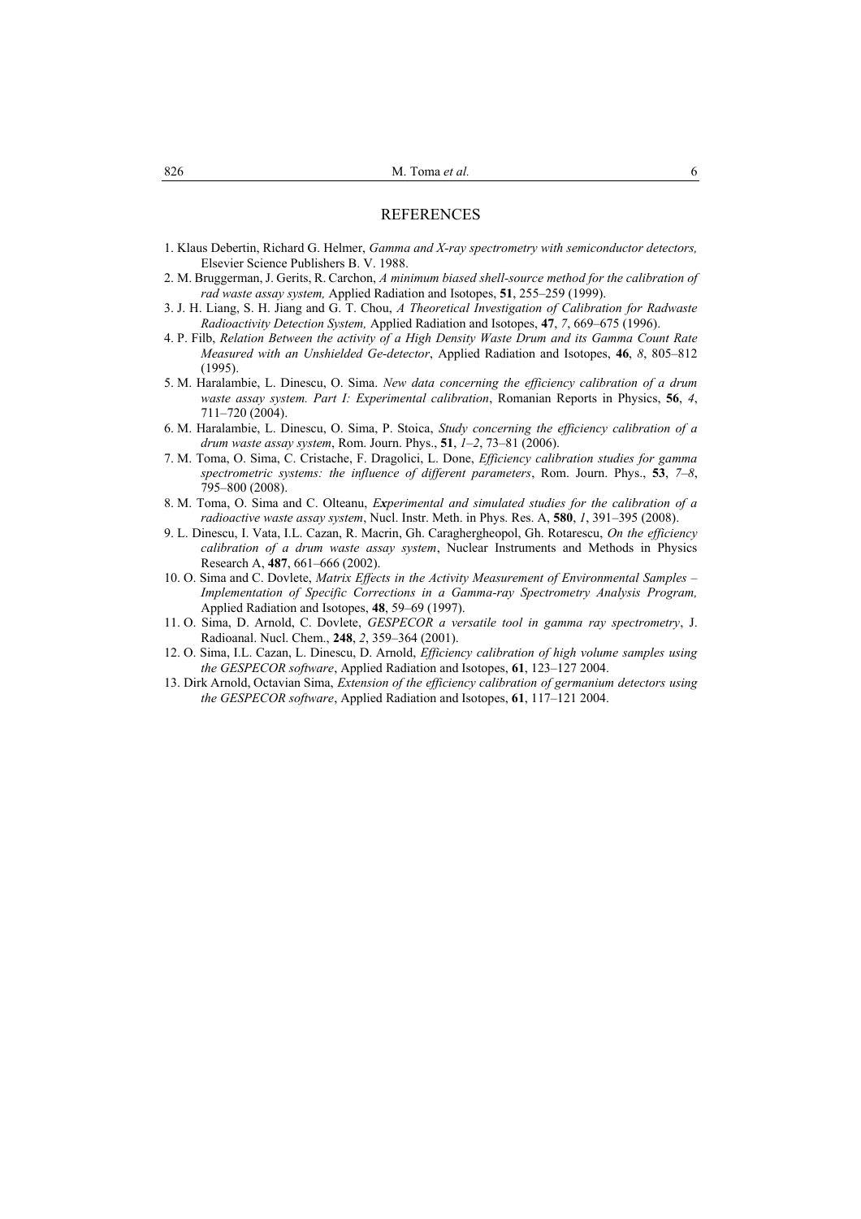## REFERENCES

1. Klaus Debertin, Richard G. Helmer, *Gamma and X-ray spectrometry with semiconductor detectors,* Elsevier Science Publishers B. V. 1988.
2. M. Bruggerman, J. Gerits, R. Carchon, *A minimum biased shell-source method for the calibration of rad waste assay system,* Applied Radiation and Isotopes, **51**, 255–259 (1999).
3. J. H. Liang, S. H. Jiang and G. T. Chou, *A Theoretical Investigation of Calibration for Radwaste Radioactivity Detection System,* Applied Radiation and Isotopes, **47**, *7*, 669–675 (1996).
4. P. Filb, *Relation Between the activity of a High Density Waste Drum and its Gamma Count Rate Measured with an Unshielded Ge-detector*, Applied Radiation and Isotopes, **46**, *8*, 805–812 (1995).
5. M. Haralambie, L. Dinescu, O. Sima. *New data concerning the efficiency calibration of a drum waste assay system. Part I: Experimental calibration*, Romanian Reports in Physics, **56**, *4*, 711–720 (2004).
6. M. Haralambie, L. Dinescu, O. Sima, P. Stoica, *Study concerning the efficiency calibration of a drum waste assay system*, Rom. Journ. Phys., **51**, *1–2*, 73–81 (2006).
7. M. Toma, O. Sima, C. Cristache, F. Dragolici, L. Done, *Efficiency calibration studies for gamma spectrometric systems: the influence of different parameters*, Rom. Journ. Phys., **53**, *7–8*, 795–800 (2008).
8. M. Toma, O. Sima and C. Olteanu, *Experimental and simulated studies for the calibration of a radioactive waste assay system*, Nucl. Instr. Meth. in Phys. Res. A, **580**, *1*, 391–395 (2008).
9. L. Dinescu, I. Vata, I.L. Cazan, R. Macrin, Gh. Caraghergheopol, Gh. Rotarescu, *On the efficiency calibration of a drum waste assay system*, Nuclear Instruments and Methods in Physics Research A, **487**, 661–666 (2002).
10. O. Sima and C. Dovlete, *Matrix Effects in the Activity Measurement of Environmental Samples – Implementation of Specific Corrections in a Gamma-ray Spectrometry Analysis Program,* Applied Radiation and Isotopes, **48**, 59–69 (1997).
11. O. Sima, D. Arnold, C. Dovlete, *GESPECOR a versatile tool in gamma ray spectrometry*, J. Radioanal. Nucl. Chem., **248**, *2*, 359–364 (2001).
12. O. Sima, I.L. Cazan, L. Dinescu, D. Arnold, *Efficiency calibration of high volume samples using the GESPECOR software*, Applied Radiation and Isotopes, **61**, 123–127 2004.
13. Dirk Arnold, Octavian Sima, *Extension of the efficiency calibration of germanium detectors using the GESPECOR software*, Applied Radiation and Isotopes, **61**, 117–121 2004.